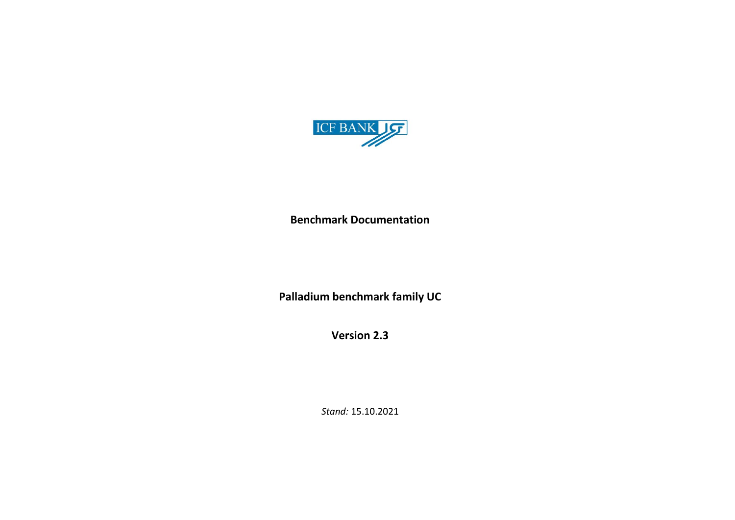ICF BANK

**Benchmark Documentation**

**Palladium benchmark family UC**

**Version 2.3**

*Stand:* 15.10.2021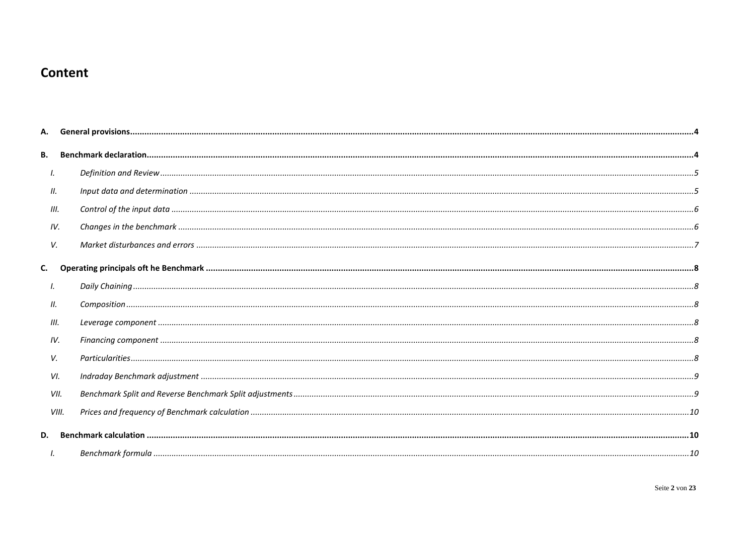# Content

**A. General provisions** ... 4

**B. Benchmark declaration** ... 4

- *I. Definition and Review* ... 5
- *II. Input data and determination* ... 5
- *III. Control of the input data* ... 6
- *IV. Changes in the benchmark* ... 6
- *V. Market disturbances and errors* ... 7

**C. Operating principals oft he Benchmark** ... 8

- *I. Daily Chaining* ... 8
- *II. Composition* ... 8
- *III. Leverage component* ... 8
- *IV. Financing component* ... 8
- *V. Particularities* ... 8
- *VI. Indraday Benchmark adjustment* ... 9
- *VII. Benchmark Split and Reverse Benchmark Split adjustments* ... 9
- *VIII. Prices and frequency of Benchmark calculation* ... 10

**D. Benchmark calculation** ... 10

- *I. Benchmark formula* ... 10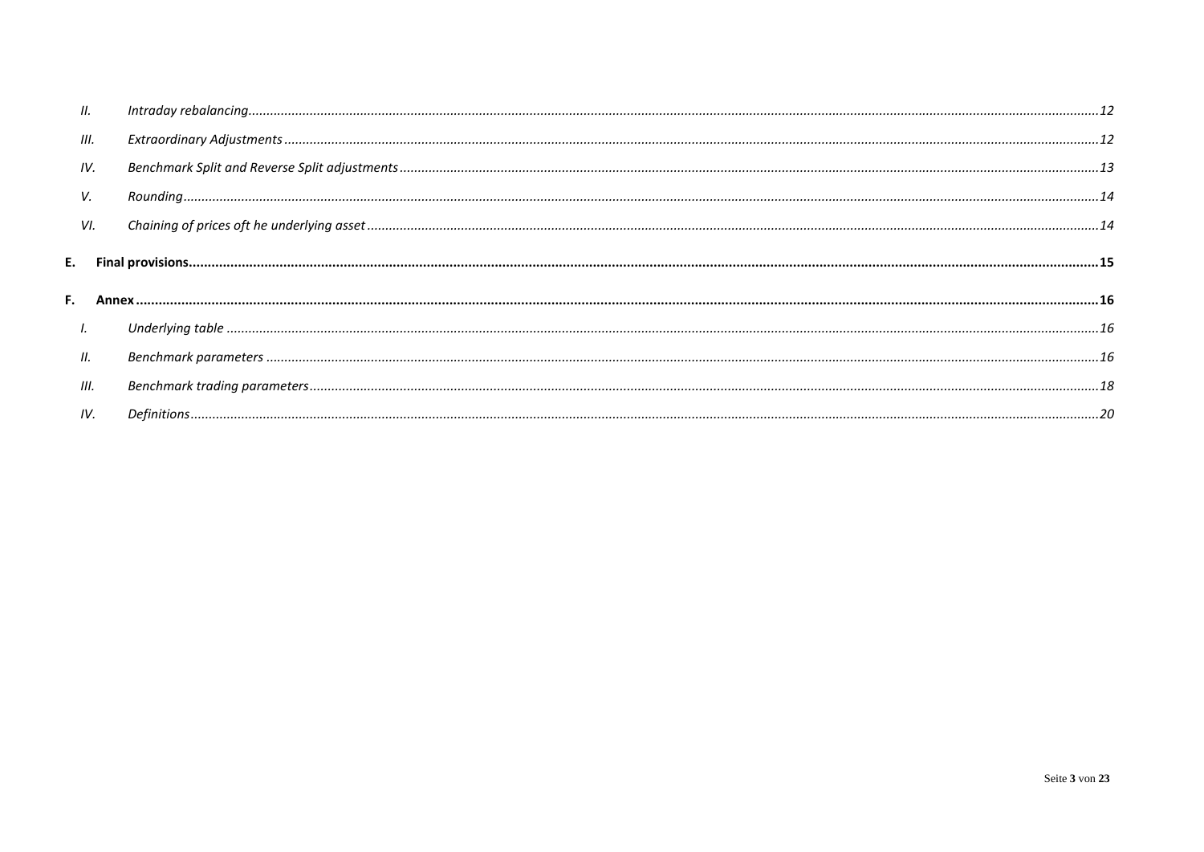II. Intraday rebalancing ....................................................................................................................................................................... 12

III. Extraordinary Adjustments ............................................................................................................................................................ 12

IV. Benchmark Split and Reverse Split adjustments .......................................................................................................................... 13

V. Rounding ......................................................................................................................................................................................... 14

VI. Chaining of prices oft he underlying asset ................................................................................................................................... 14

**E. Final provisions ....................................................................................................................................................................................... 15**

**F. Annex ....................................................................................................................................................................................................... 16**

I. Underlying table ............................................................................................................................................................................. 16

II. Benchmark parameters ................................................................................................................................................................. 16

III. Benchmark trading parameters ..................................................................................................................................................... 18

IV. Definitions ...................................................................................................................................................................................... 20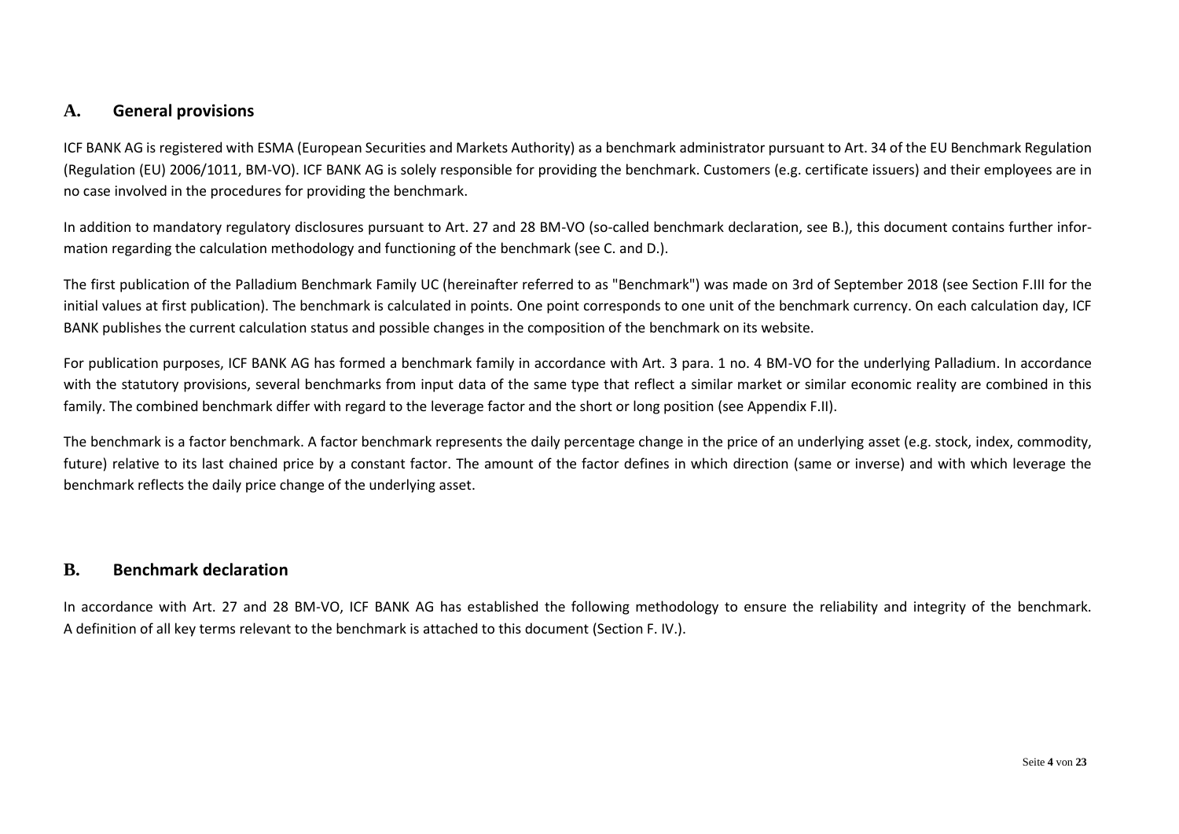## A. General provisions

ICF BANK AG is registered with ESMA (European Securities and Markets Authority) as a benchmark administrator pursuant to Art. 34 of the EU Benchmark Regulation (Regulation (EU) 2006/1011, BM-VO). ICF BANK AG is solely responsible for providing the benchmark. Customers (e.g. certificate issuers) and their employees are in no case involved in the procedures for providing the benchmark.

In addition to mandatory regulatory disclosures pursuant to Art. 27 and 28 BM-VO (so-called benchmark declaration, see B.), this document contains further information regarding the calculation methodology and functioning of the benchmark (see C. and D.).

The first publication of the Palladium Benchmark Family UC (hereinafter referred to as "Benchmark") was made on 3rd of September 2018 (see Section F.III for the initial values at first publication). The benchmark is calculated in points. One point corresponds to one unit of the benchmark currency. On each calculation day, ICF BANK publishes the current calculation status and possible changes in the composition of the benchmark on its website.

For publication purposes, ICF BANK AG has formed a benchmark family in accordance with Art. 3 para. 1 no. 4 BM-VO for the underlying Palladium. In accordance with the statutory provisions, several benchmarks from input data of the same type that reflect a similar market or similar economic reality are combined in this family. The combined benchmark differ with regard to the leverage factor and the short or long position (see Appendix F.II).

The benchmark is a factor benchmark. A factor benchmark represents the daily percentage change in the price of an underlying asset (e.g. stock, index, commodity, future) relative to its last chained price by a constant factor. The amount of the factor defines in which direction (same or inverse) and with which leverage the benchmark reflects the daily price change of the underlying asset.

## B. Benchmark declaration

In accordance with Art. 27 and 28 BM-VO, ICF BANK AG has established the following methodology to ensure the reliability and integrity of the benchmark. A definition of all key terms relevant to the benchmark is attached to this document (Section F. IV.).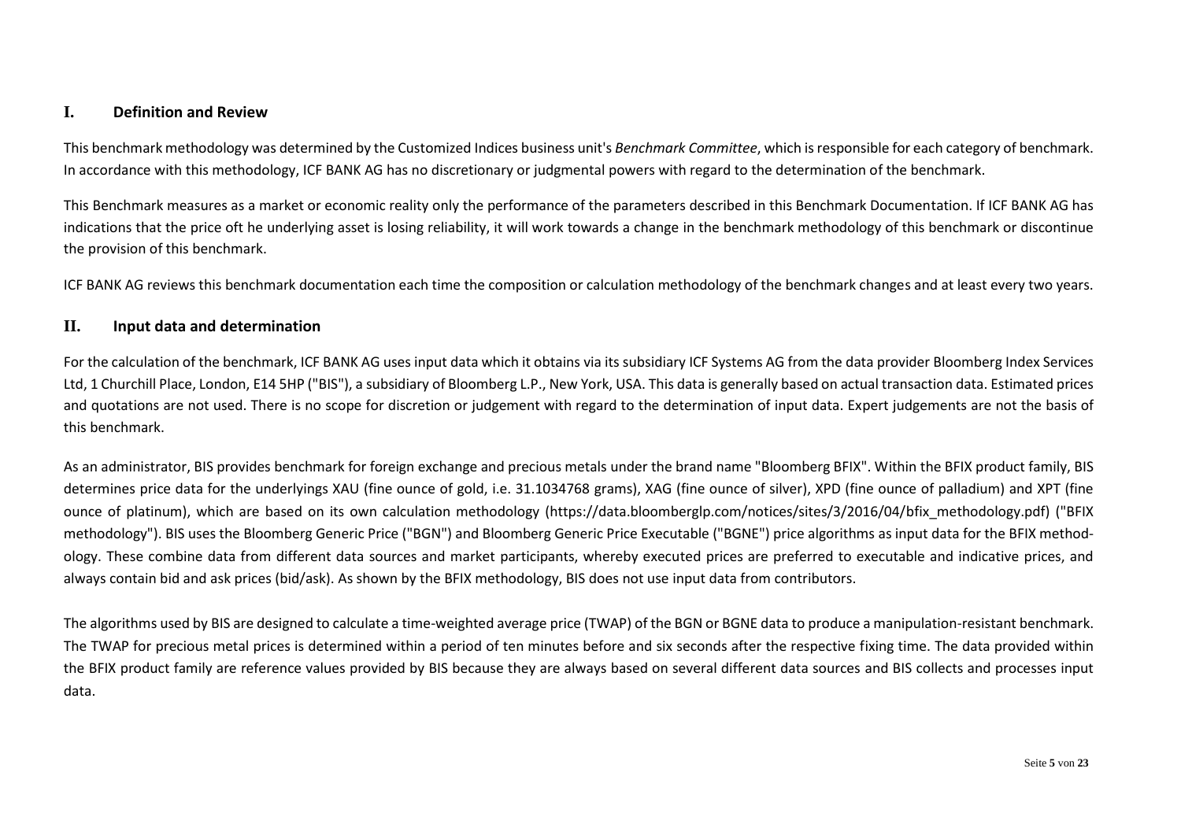## I. Definition and Review

This benchmark methodology was determined by the Customized Indices business unit's *Benchmark Committee*, which is responsible for each category of benchmark. In accordance with this methodology, ICF BANK AG has no discretionary or judgmental powers with regard to the determination of the benchmark.

This Benchmark measures as a market or economic reality only the performance of the parameters described in this Benchmark Documentation. If ICF BANK AG has indications that the price oft he underlying asset is losing reliability, it will work towards a change in the benchmark methodology of this benchmark or discontinue the provision of this benchmark.

ICF BANK AG reviews this benchmark documentation each time the composition or calculation methodology of the benchmark changes and at least every two years.

## II. Input data and determination

For the calculation of the benchmark, ICF BANK AG uses input data which it obtains via its subsidiary ICF Systems AG from the data provider Bloomberg Index Services Ltd, 1 Churchill Place, London, E14 5HP ("BIS"), a subsidiary of Bloomberg L.P., New York, USA. This data is generally based on actual transaction data. Estimated prices and quotations are not used. There is no scope for discretion or judgement with regard to the determination of input data. Expert judgements are not the basis of this benchmark.

As an administrator, BIS provides benchmark for foreign exchange and precious metals under the brand name "Bloomberg BFIX". Within the BFIX product family, BIS determines price data for the underlyings XAU (fine ounce of gold, i.e. 31.1034768 grams), XAG (fine ounce of silver), XPD (fine ounce of palladium) and XPT (fine ounce of platinum), which are based on its own calculation methodology (https://data.bloomberglp.com/notices/sites/3/2016/04/bfix_methodology.pdf) ("BFIX methodology"). BIS uses the Bloomberg Generic Price ("BGN") and Bloomberg Generic Price Executable ("BGNE") price algorithms as input data for the BFIX methodology. These combine data from different data sources and market participants, whereby executed prices are preferred to executable and indicative prices, and always contain bid and ask prices (bid/ask). As shown by the BFIX methodology, BIS does not use input data from contributors.

The algorithms used by BIS are designed to calculate a time-weighted average price (TWAP) of the BGN or BGNE data to produce a manipulation-resistant benchmark. The TWAP for precious metal prices is determined within a period of ten minutes before and six seconds after the respective fixing time. The data provided within the BFIX product family are reference values provided by BIS because they are always based on several different data sources and BIS collects and processes input data.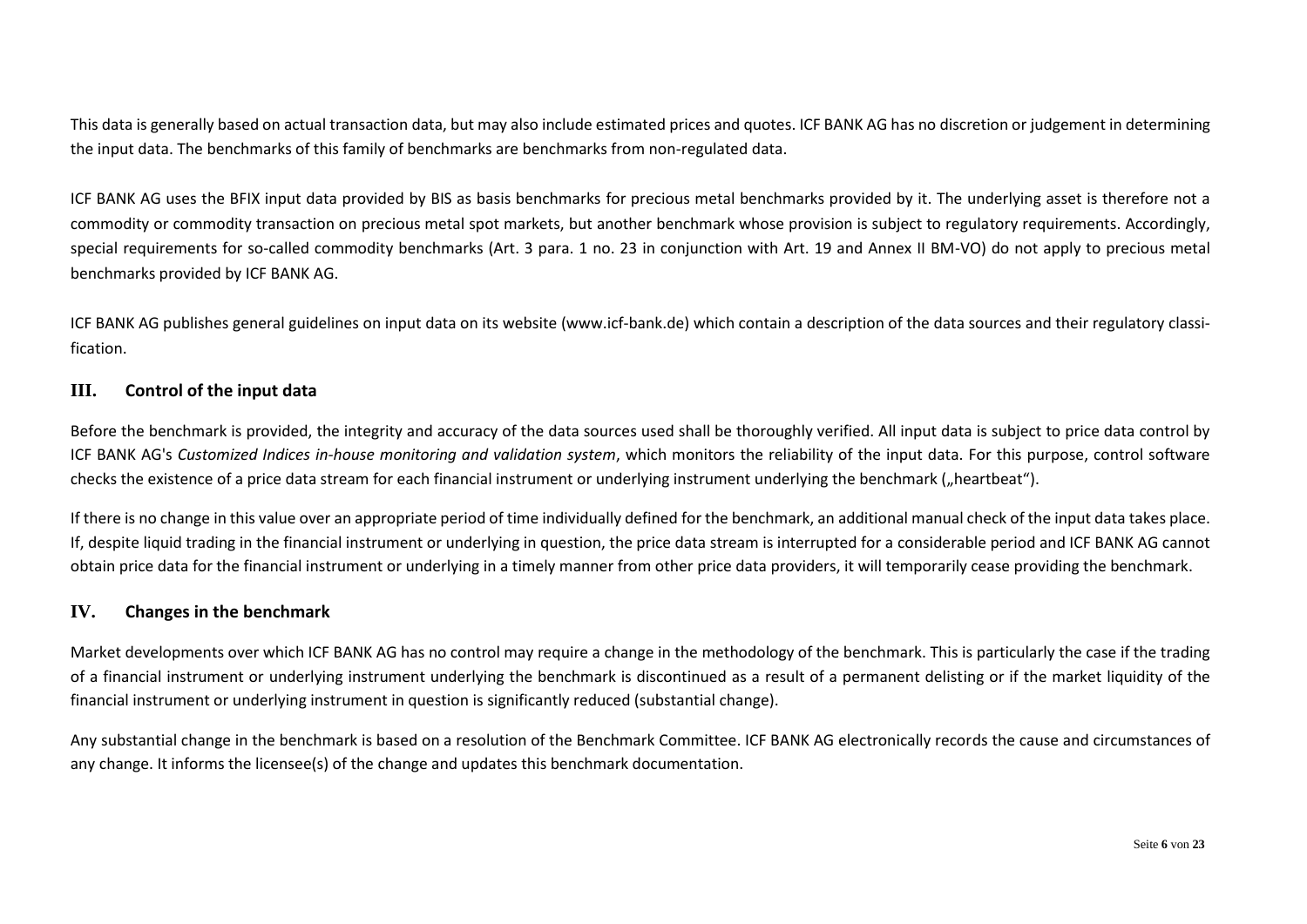This data is generally based on actual transaction data, but may also include estimated prices and quotes. ICF BANK AG has no discretion or judgement in determining the input data. The benchmarks of this family of benchmarks are benchmarks from non-regulated data.

ICF BANK AG uses the BFIX input data provided by BIS as basis benchmarks for precious metal benchmarks provided by it. The underlying asset is therefore not a commodity or commodity transaction on precious metal spot markets, but another benchmark whose provision is subject to regulatory requirements. Accordingly, special requirements for so-called commodity benchmarks (Art. 3 para. 1 no. 23 in conjunction with Art. 19 and Annex II BM-VO) do not apply to precious metal benchmarks provided by ICF BANK AG.

ICF BANK AG publishes general guidelines on input data on its website (www.icf-bank.de) which contain a description of the data sources and their regulatory classification.

## III. Control of the input data

Before the benchmark is provided, the integrity and accuracy of the data sources used shall be thoroughly verified. All input data is subject to price data control by ICF BANK AG's *Customized Indices in-house monitoring and validation system*, which monitors the reliability of the input data. For this purpose, control software checks the existence of a price data stream for each financial instrument or underlying instrument underlying the benchmark („heartbeat“).

If there is no change in this value over an appropriate period of time individually defined for the benchmark, an additional manual check of the input data takes place. If, despite liquid trading in the financial instrument or underlying in question, the price data stream is interrupted for a considerable period and ICF BANK AG cannot obtain price data for the financial instrument or underlying in a timely manner from other price data providers, it will temporarily cease providing the benchmark.

## IV. Changes in the benchmark

Market developments over which ICF BANK AG has no control may require a change in the methodology of the benchmark. This is particularly the case if the trading of a financial instrument or underlying instrument underlying the benchmark is discontinued as a result of a permanent delisting or if the market liquidity of the financial instrument or underlying instrument in question is significantly reduced (substantial change).

Any substantial change in the benchmark is based on a resolution of the Benchmark Committee. ICF BANK AG electronically records the cause and circumstances of any change. It informs the licensee(s) of the change and updates this benchmark documentation.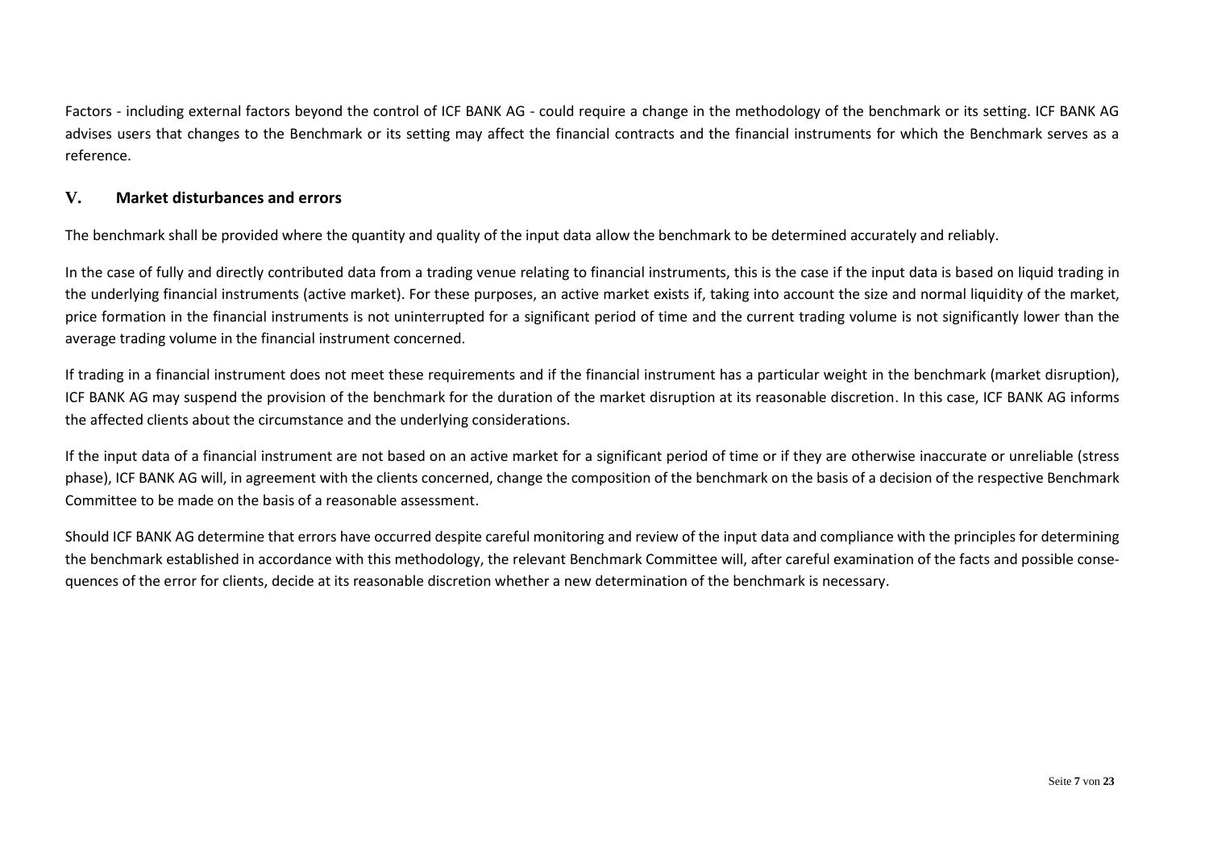Factors - including external factors beyond the control of ICF BANK AG - could require a change in the methodology of the benchmark or its setting. ICF BANK AG advises users that changes to the Benchmark or its setting may affect the financial contracts and the financial instruments for which the Benchmark serves as a reference.

## V. Market disturbances and errors

The benchmark shall be provided where the quantity and quality of the input data allow the benchmark to be determined accurately and reliably.

In the case of fully and directly contributed data from a trading venue relating to financial instruments, this is the case if the input data is based on liquid trading in the underlying financial instruments (active market). For these purposes, an active market exists if, taking into account the size and normal liquidity of the market, price formation in the financial instruments is not uninterrupted for a significant period of time and the current trading volume is not significantly lower than the average trading volume in the financial instrument concerned.

If trading in a financial instrument does not meet these requirements and if the financial instrument has a particular weight in the benchmark (market disruption), ICF BANK AG may suspend the provision of the benchmark for the duration of the market disruption at its reasonable discretion. In this case, ICF BANK AG informs the affected clients about the circumstance and the underlying considerations.

If the input data of a financial instrument are not based on an active market for a significant period of time or if they are otherwise inaccurate or unreliable (stress phase), ICF BANK AG will, in agreement with the clients concerned, change the composition of the benchmark on the basis of a decision of the respective Benchmark Committee to be made on the basis of a reasonable assessment.

Should ICF BANK AG determine that errors have occurred despite careful monitoring and review of the input data and compliance with the principles for determining the benchmark established in accordance with this methodology, the relevant Benchmark Committee will, after careful examination of the facts and possible consequences of the error for clients, decide at its reasonable discretion whether a new determination of the benchmark is necessary.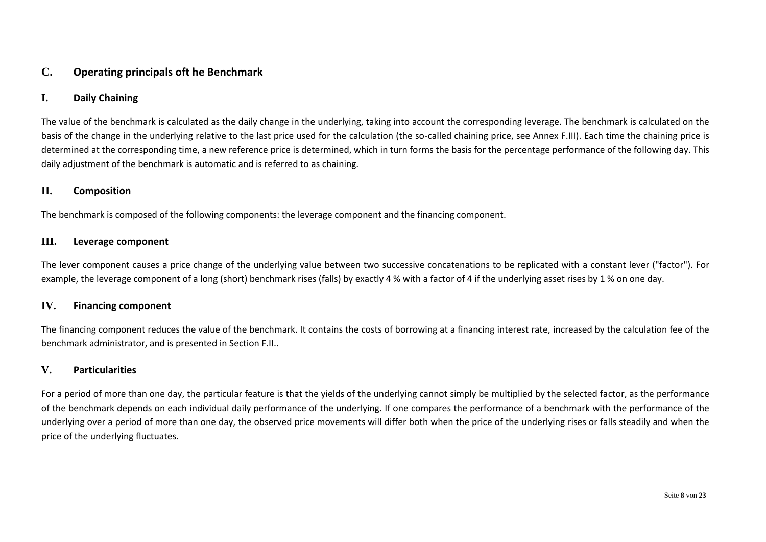## C. Operating principals oft he Benchmark

### I. Daily Chaining

The value of the benchmark is calculated as the daily change in the underlying, taking into account the corresponding leverage. The benchmark is calculated on the basis of the change in the underlying relative to the last price used for the calculation (the so-called chaining price, see Annex F.III). Each time the chaining price is determined at the corresponding time, a new reference price is determined, which in turn forms the basis for the percentage performance of the following day. This daily adjustment of the benchmark is automatic and is referred to as chaining.

### II. Composition

The benchmark is composed of the following components: the leverage component and the financing component.

### III. Leverage component

The lever component causes a price change of the underlying value between two successive concatenations to be replicated with a constant lever ("factor"). For example, the leverage component of a long (short) benchmark rises (falls) by exactly 4 % with a factor of 4 if the underlying asset rises by 1 % on one day.

### IV. Financing component

The financing component reduces the value of the benchmark. It contains the costs of borrowing at a financing interest rate, increased by the calculation fee of the benchmark administrator, and is presented in Section F.II..

### V. Particularities

For a period of more than one day, the particular feature is that the yields of the underlying cannot simply be multiplied by the selected factor, as the performance of the benchmark depends on each individual daily performance of the underlying. If one compares the performance of a benchmark with the performance of the underlying over a period of more than one day, the observed price movements will differ both when the price of the underlying rises or falls steadily and when the price of the underlying fluctuates.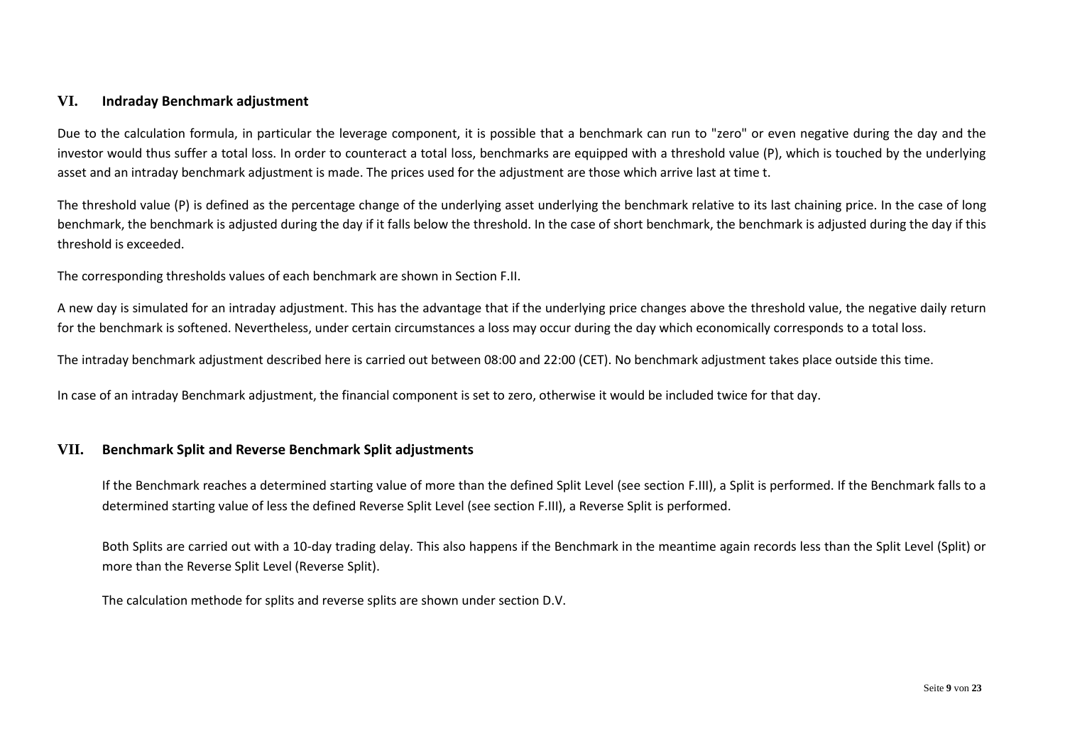## VI. Indraday Benchmark adjustment

Due to the calculation formula, in particular the leverage component, it is possible that a benchmark can run to "zero" or even negative during the day and the investor would thus suffer a total loss. In order to counteract a total loss, benchmarks are equipped with a threshold value (P), which is touched by the underlying asset and an intraday benchmark adjustment is made. The prices used for the adjustment are those which arrive last at time t.

The threshold value (P) is defined as the percentage change of the underlying asset underlying the benchmark relative to its last chaining price. In the case of long benchmark, the benchmark is adjusted during the day if it falls below the threshold. In the case of short benchmark, the benchmark is adjusted during the day if this threshold is exceeded.

The corresponding thresholds values of each benchmark are shown in Section F.II.

A new day is simulated for an intraday adjustment. This has the advantage that if the underlying price changes above the threshold value, the negative daily return for the benchmark is softened. Nevertheless, under certain circumstances a loss may occur during the day which economically corresponds to a total loss.

The intraday benchmark adjustment described here is carried out between 08:00 and 22:00 (CET). No benchmark adjustment takes place outside this time.

In case of an intraday Benchmark adjustment, the financial component is set to zero, otherwise it would be included twice for that day.

## VII. Benchmark Split and Reverse Benchmark Split adjustments

If the Benchmark reaches a determined starting value of more than the defined Split Level (see section F.III), a Split is performed. If the Benchmark falls to a determined starting value of less the defined Reverse Split Level (see section F.III), a Reverse Split is performed.

Both Splits are carried out with a 10-day trading delay. This also happens if the Benchmark in the meantime again records less than the Split Level (Split) or more than the Reverse Split Level (Reverse Split).

The calculation methode for splits and reverse splits are shown under section D.V.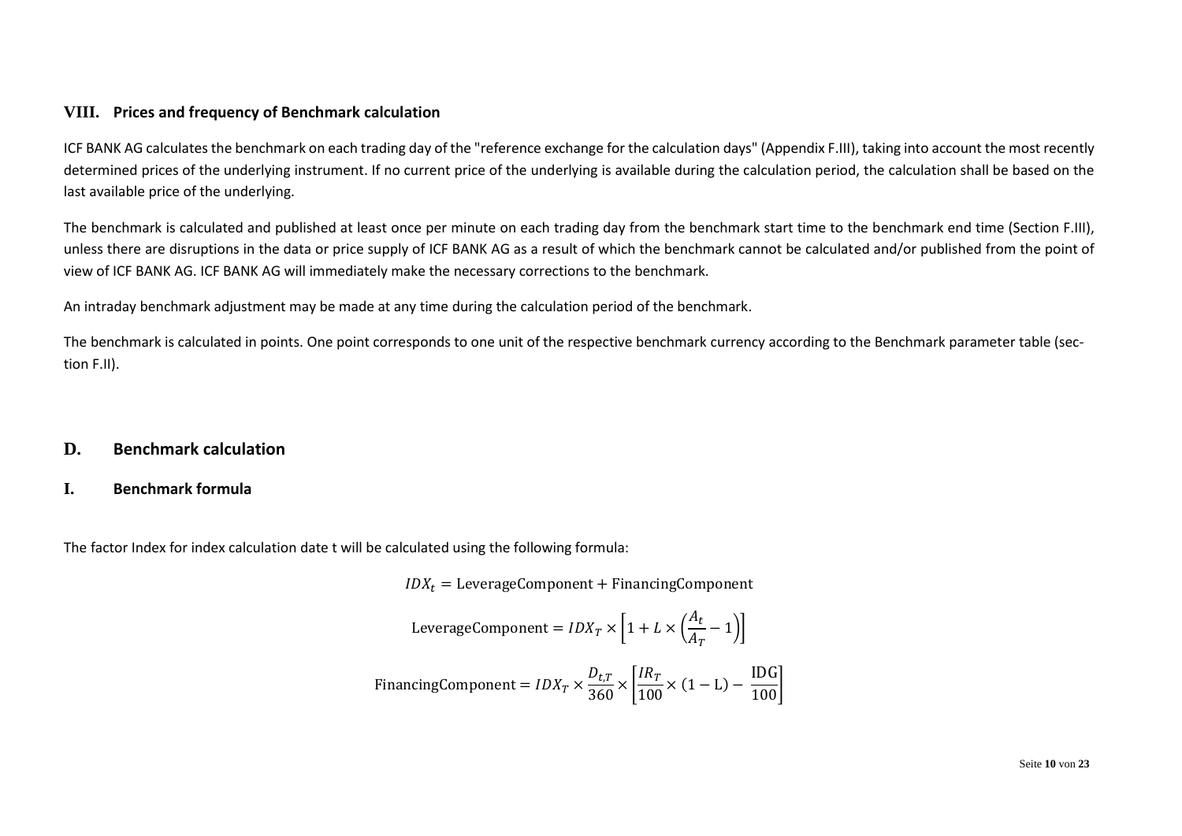## VIII. Prices and frequency of Benchmark calculation

ICF BANK AG calculates the benchmark on each trading day of the "reference exchange for the calculation days" (Appendix F.III), taking into account the most recently determined prices of the underlying instrument. If no current price of the underlying is available during the calculation period, the calculation shall be based on the last available price of the underlying.

The benchmark is calculated and published at least once per minute on each trading day from the benchmark start time to the benchmark end time (Section F.III), unless there are disruptions in the data or price supply of ICF BANK AG as a result of which the benchmark cannot be calculated and/or published from the point of view of ICF BANK AG. ICF BANK AG will immediately make the necessary corrections to the benchmark.

An intraday benchmark adjustment may be made at any time during the calculation period of the benchmark.

The benchmark is calculated in points. One point corresponds to one unit of the respective benchmark currency according to the Benchmark parameter table (section F.II).

# D. Benchmark calculation

## I. Benchmark formula

The factor Index for index calculation date t will be calculated using the following formula:

$$IDX_t = \text{LeverageComponent} + \text{FinancingComponent}$$

$$\text{LeverageComponent} = IDX_T \times \left[1 + L \times \left(\frac{A_t}{A_T} - 1\right)\right]$$

$$\text{FinancingComponent} = IDX_T \times \frac{D_{t,T}}{360} \times \left[\frac{IR_T}{100} \times (1 - \text{L}) - \frac{\text{IDG}}{100}\right]$$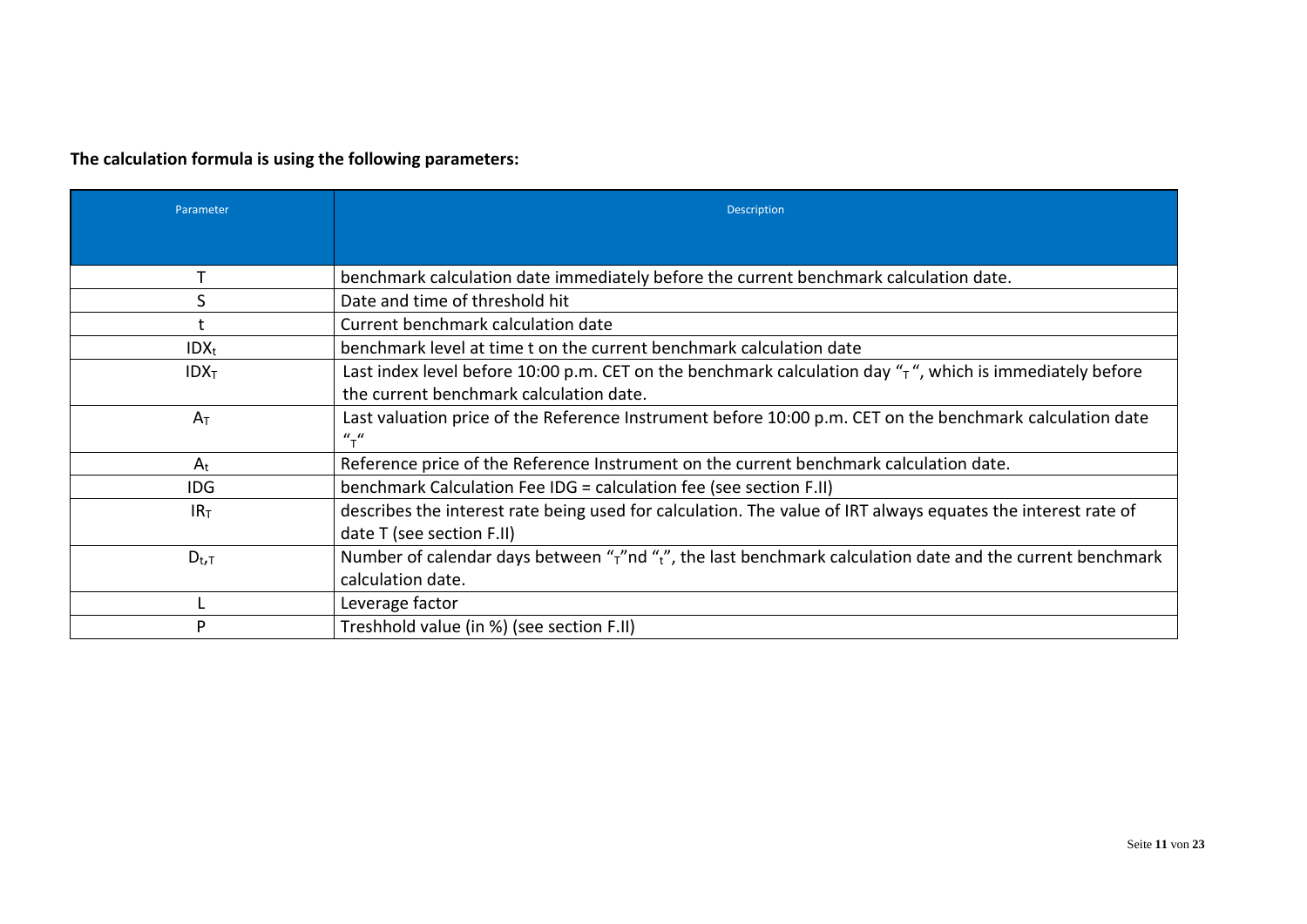**The calculation formula is using the following parameters:**

| Parameter | Description |
| --- | --- |
| T | benchmark calculation date immediately before the current benchmark calculation date. |
| S | Date and time of threshold hit |
| t | Current benchmark calculation date |
| $IDX_t$ | benchmark level at time t on the current benchmark calculation date |
| $IDX_T$ | Last index level before 10:00 p.m. CET on the benchmark calculation day "$_T$", which is immediately before the current benchmark calculation date. |
| $A_T$ | Last valuation price of the Reference Instrument before 10:00 p.m. CET on the benchmark calculation date "$_T$" |
| $A_t$ | Reference price of the Reference Instrument on the current benchmark calculation date. |
| IDG | benchmark Calculation Fee IDG = calculation fee (see section F.II) |
| $IR_T$ | describes the interest rate being used for calculation. The value of IRT always equates the interest rate of date T (see section F.II) |
| $D_{t,T}$ | Number of calendar days between "$_T$"nd "$_t$", the last benchmark calculation date and the current benchmark calculation date. |
| L | Leverage factor |
| P | Treshhold value (in %) (see section F.II) |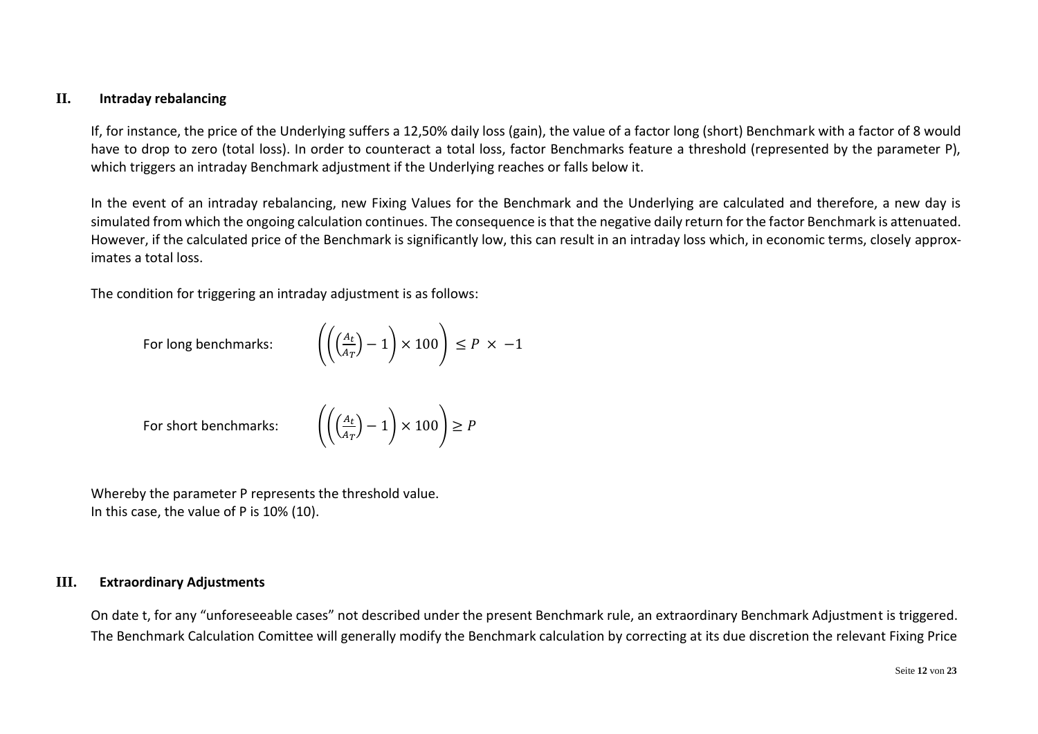## II. Intraday rebalancing

If, for instance, the price of the Underlying suffers a 12,50% daily loss (gain), the value of a factor long (short) Benchmark with a factor of 8 would have to drop to zero (total loss). In order to counteract a total loss, factor Benchmarks feature a threshold (represented by the parameter P), which triggers an intraday Benchmark adjustment if the Underlying reaches or falls below it.

In the event of an intraday rebalancing, new Fixing Values for the Benchmark and the Underlying are calculated and therefore, a new day is simulated from which the ongoing calculation continues. The consequence is that the negative daily return for the factor Benchmark is attenuated. However, if the calculated price of the Benchmark is significantly low, this can result in an intraday loss which, in economic terms, closely approximates a total loss.

The condition for triggering an intraday adjustment is as follows:

For long benchmarks:

$$\left(\left(\left(\frac{A_t}{A_T}\right) - 1\right) \times 100\right) \leq P \times -1$$

For short benchmarks:

$$\left(\left(\left(\frac{A_t}{A_T}\right) - 1\right) \times 100\right) \geq P$$

Whereby the parameter P represents the threshold value.
In this case, the value of P is 10% (10).

## III. Extraordinary Adjustments

On date t, for any "unforeseeable cases" not described under the present Benchmark rule, an extraordinary Benchmark Adjustment is triggered. The Benchmark Calculation Comittee will generally modify the Benchmark calculation by correcting at its due discretion the relevant Fixing Price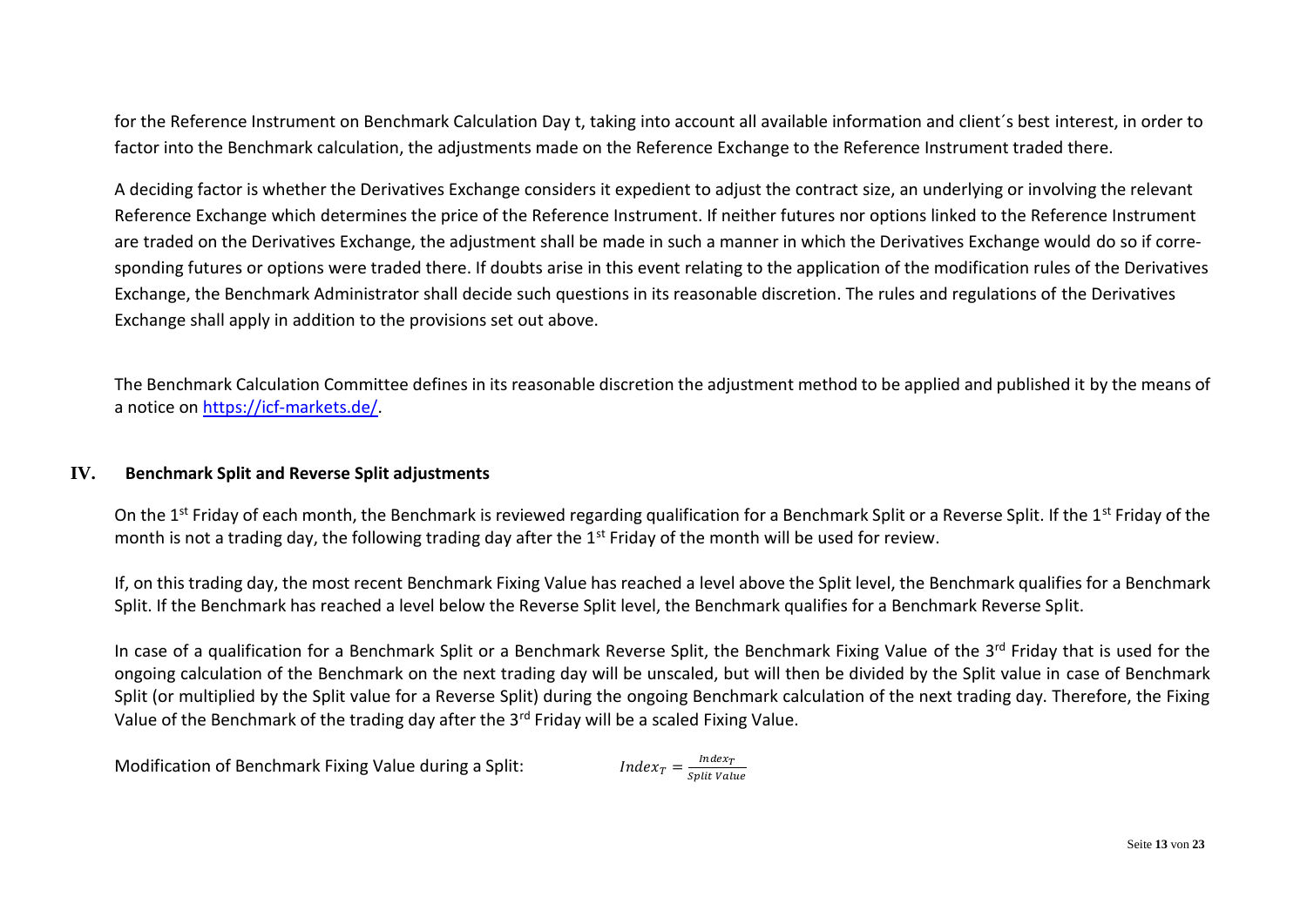for the Reference Instrument on Benchmark Calculation Day t, taking into account all available information and client´s best interest, in order to factor into the Benchmark calculation, the adjustments made on the Reference Exchange to the Reference Instrument traded there.

A deciding factor is whether the Derivatives Exchange considers it expedient to adjust the contract size, an underlying or involving the relevant Reference Exchange which determines the price of the Reference Instrument. If neither futures nor options linked to the Reference Instrument are traded on the Derivatives Exchange, the adjustment shall be made in such a manner in which the Derivatives Exchange would do so if corresponding futures or options were traded there. If doubts arise in this event relating to the application of the modification rules of the Derivatives Exchange, the Benchmark Administrator shall decide such questions in its reasonable discretion. The rules and regulations of the Derivatives Exchange shall apply in addition to the provisions set out above.

The Benchmark Calculation Committee defines in its reasonable discretion the adjustment method to be applied and published it by the means of a notice on [https://icf-markets.de/](https://icf-markets.de/).

## IV. Benchmark Split and Reverse Split adjustments

On the 1st Friday of each month, the Benchmark is reviewed regarding qualification for a Benchmark Split or a Reverse Split. If the 1st Friday of the month is not a trading day, the following trading day after the 1st Friday of the month will be used for review.

If, on this trading day, the most recent Benchmark Fixing Value has reached a level above the Split level, the Benchmark qualifies for a Benchmark Split. If the Benchmark has reached a level below the Reverse Split level, the Benchmark qualifies for a Benchmark Reverse Split.

In case of a qualification for a Benchmark Split or a Benchmark Reverse Split, the Benchmark Fixing Value of the 3rd Friday that is used for the ongoing calculation of the Benchmark on the next trading day will be unscaled, but will then be divided by the Split value in case of Benchmark Split (or multiplied by the Split value for a Reverse Split) during the ongoing Benchmark calculation of the next trading day. Therefore, the Fixing Value of the Benchmark of the trading day after the 3rd Friday will be a scaled Fixing Value.

Modification of Benchmark Fixing Value during a Split: $Index_T = \frac{Index_T}{Split\ Value}$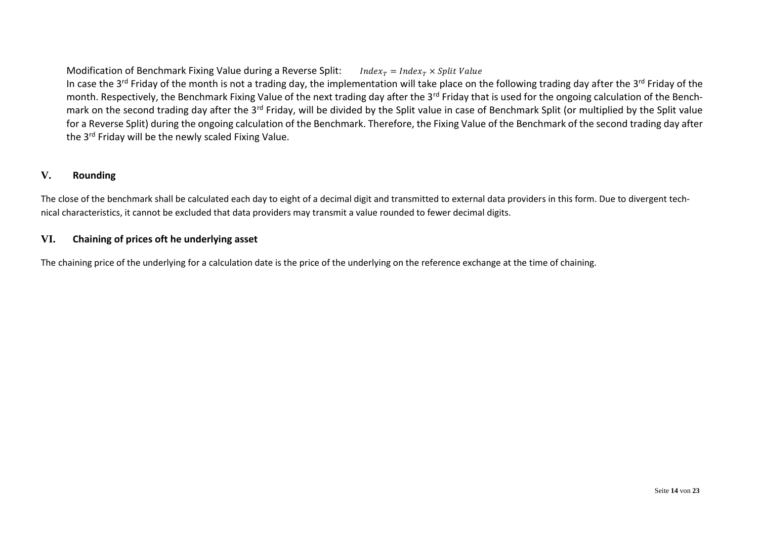Modification of Benchmark Fixing Value during a Reverse Split: $Index_T = Index_T \times Split\ Value$

In case the 3rd Friday of the month is not a trading day, the implementation will take place on the following trading day after the 3rd Friday of the month. Respectively, the Benchmark Fixing Value of the next trading day after the 3rd Friday that is used for the ongoing calculation of the Benchmark on the second trading day after the 3rd Friday, will be divided by the Split value in case of Benchmark Split (or multiplied by the Split value for a Reverse Split) during the ongoing calculation of the Benchmark. Therefore, the Fixing Value of the Benchmark of the second trading day after the 3rd Friday will be the newly scaled Fixing Value.

## V. Rounding

The close of the benchmark shall be calculated each day to eight of a decimal digit and transmitted to external data providers in this form. Due to divergent technical characteristics, it cannot be excluded that data providers may transmit a value rounded to fewer decimal digits.

## VI. Chaining of prices oft he underlying asset

The chaining price of the underlying for a calculation date is the price of the underlying on the reference exchange at the time of chaining.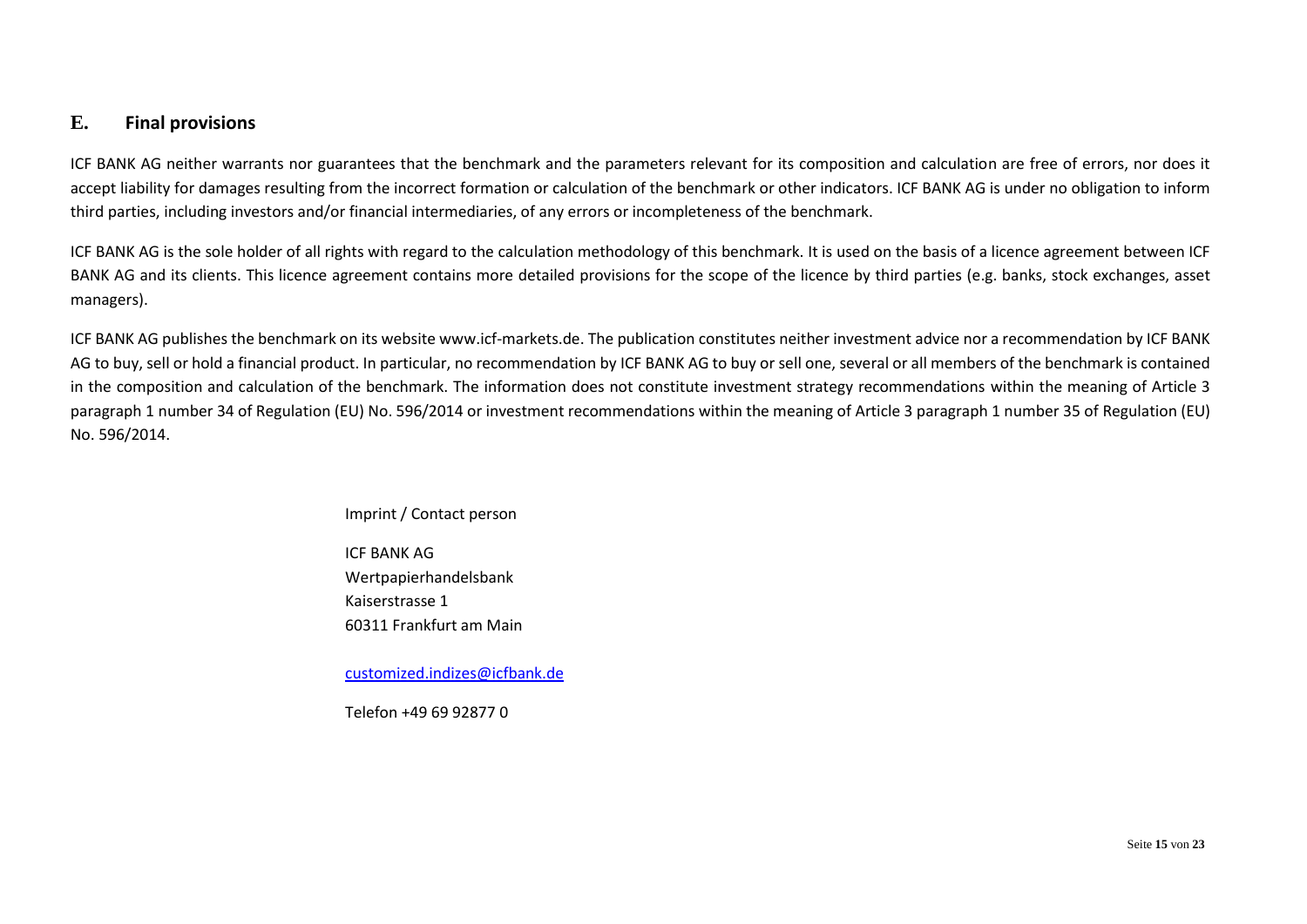## E. Final provisions

ICF BANK AG neither warrants nor guarantees that the benchmark and the parameters relevant for its composition and calculation are free of errors, nor does it accept liability for damages resulting from the incorrect formation or calculation of the benchmark or other indicators. ICF BANK AG is under no obligation to inform third parties, including investors and/or financial intermediaries, of any errors or incompleteness of the benchmark.

ICF BANK AG is the sole holder of all rights with regard to the calculation methodology of this benchmark. It is used on the basis of a licence agreement between ICF BANK AG and its clients. This licence agreement contains more detailed provisions for the scope of the licence by third parties (e.g. banks, stock exchanges, asset managers).

ICF BANK AG publishes the benchmark on its website www.icf-markets.de. The publication constitutes neither investment advice nor a recommendation by ICF BANK AG to buy, sell or hold a financial product. In particular, no recommendation by ICF BANK AG to buy or sell one, several or all members of the benchmark is contained in the composition and calculation of the benchmark. The information does not constitute investment strategy recommendations within the meaning of Article 3 paragraph 1 number 34 of Regulation (EU) No. 596/2014 or investment recommendations within the meaning of Article 3 paragraph 1 number 35 of Regulation (EU) No. 596/2014.

Imprint / Contact person

ICF BANK AG
Wertpapierhandelsbank
Kaiserstrasse 1
60311 Frankfurt am Main

customized.indizes@icfbank.de

Telefon +49 69 92877 0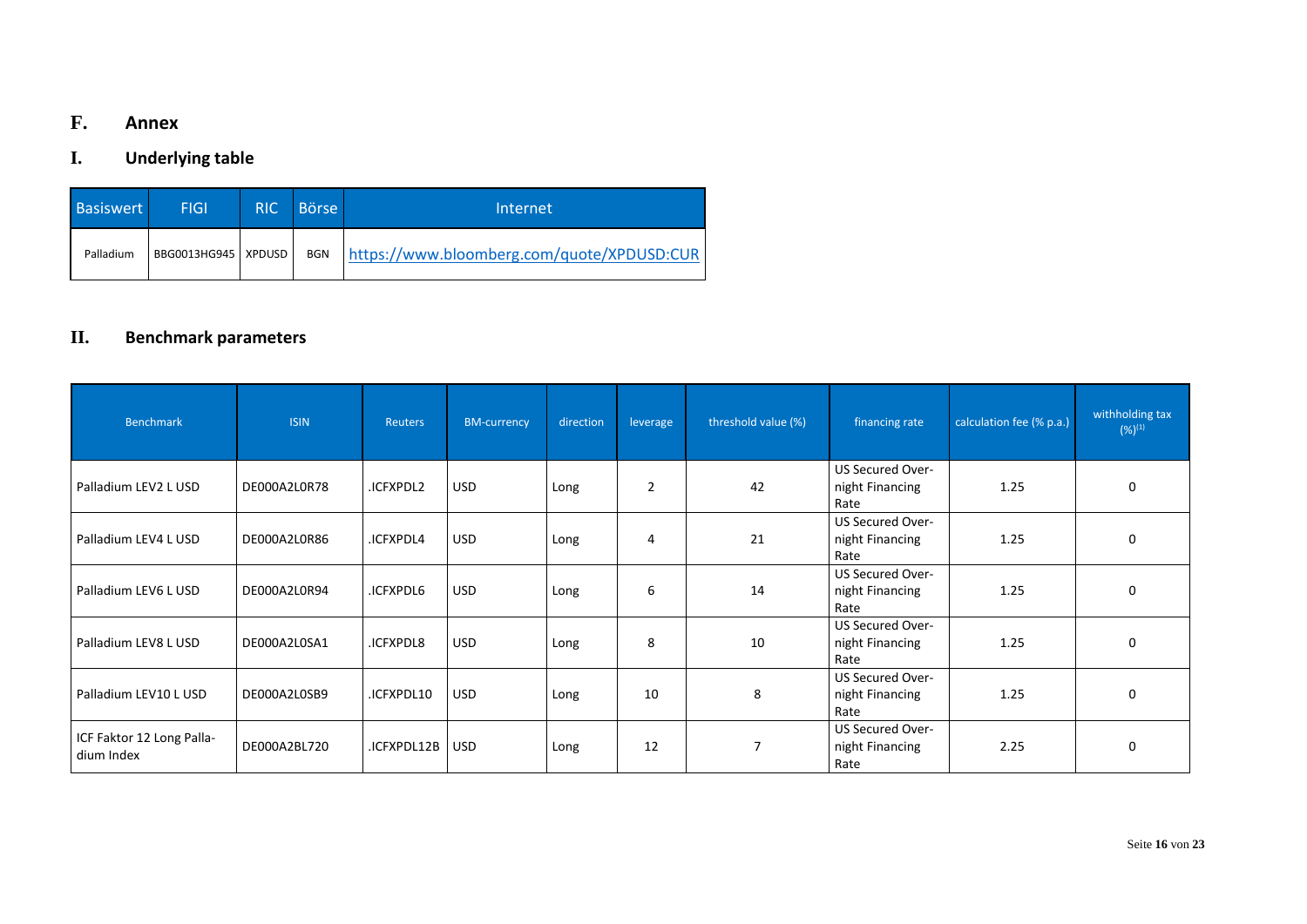# F. Annex

## I. Underlying table

| Basiswert | FIGI | RIC | Börse | Internet |
|---|---|---|---|---|
| Palladium | BBG0013HG945 | XPDUSD | BGN | https://www.bloomberg.com/quote/XPDUSD:CUR |

## II. Benchmark parameters

| Benchmark | ISIN | Reuters | BM-currency | direction | leverage | threshold value (%) | financing rate | calculation fee (% p.a.) | withholding tax (%)[1] |
|---|---|---|---|---|---|---|---|---|---|
| Palladium LEV2 L USD | DE000A2L0R78 | .ICFXPDL2 | USD | Long | 2 | 42 | US Secured Overnight Financing Rate | 1.25 | 0 |
| Palladium LEV4 L USD | DE000A2L0R86 | .ICFXPDL4 | USD | Long | 4 | 21 | US Secured Overnight Financing Rate | 1.25 | 0 |
| Palladium LEV6 L USD | DE000A2L0R94 | .ICFXPDL6 | USD | Long | 6 | 14 | US Secured Overnight Financing Rate | 1.25 | 0 |
| Palladium LEV8 L USD | DE000A2L0SA1 | .ICFXPDL8 | USD | Long | 8 | 10 | US Secured Overnight Financing Rate | 1.25 | 0 |
| Palladium LEV10 L USD | DE000A2L0SB9 | .ICFXPDL10 | USD | Long | 10 | 8 | US Secured Overnight Financing Rate | 1.25 | 0 |
| ICF Faktor 12 Long Palladium Index | DE000A2BL720 | .ICFXPDL12B | USD | Long | 12 | 7 | US Secured Overnight Financing Rate | 2.25 | 0 |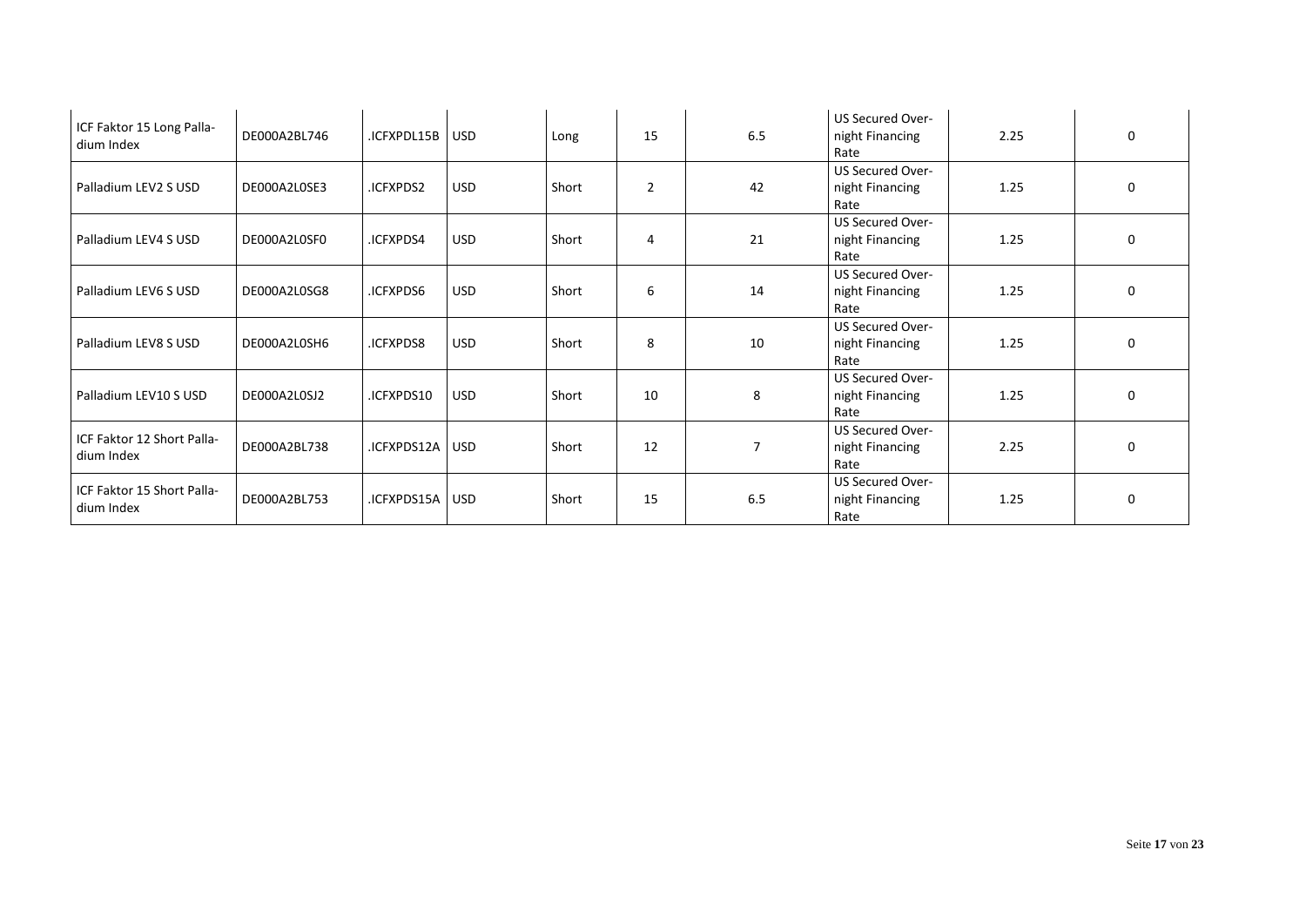| | | | | | | | | | |
|---|---|---|---|---|---|---|---|---|---|
| ICF Faktor 15 Long Palladium Index | DE000A2BL746 | .ICFXPDL15B | USD | Long | 15 | 6.5 | US Secured Overnight Financing Rate | 2.25 | 0 |
| Palladium LEV2 S USD | DE000A2L0SE3 | .ICFXPDS2 | USD | Short | 2 | 42 | US Secured Overnight Financing Rate | 1.25 | 0 |
| Palladium LEV4 S USD | DE000A2L0SF0 | .ICFXPDS4 | USD | Short | 4 | 21 | US Secured Overnight Financing Rate | 1.25 | 0 |
| Palladium LEV6 S USD | DE000A2L0SG8 | .ICFXPDS6 | USD | Short | 6 | 14 | US Secured Overnight Financing Rate | 1.25 | 0 |
| Palladium LEV8 S USD | DE000A2L0SH6 | .ICFXPDS8 | USD | Short | 8 | 10 | US Secured Overnight Financing Rate | 1.25 | 0 |
| Palladium LEV10 S USD | DE000A2L0SJ2 | .ICFXPDS10 | USD | Short | 10 | 8 | US Secured Overnight Financing Rate | 1.25 | 0 |
| ICF Faktor 12 Short Palladium Index | DE000A2BL738 | .ICFXPDS12A | USD | Short | 12 | 7 | US Secured Overnight Financing Rate | 2.25 | 0 |
| ICF Faktor 15 Short Palladium Index | DE000A2BL753 | .ICFXPDS15A | USD | Short | 15 | 6.5 | US Secured Overnight Financing Rate | 1.25 | 0 |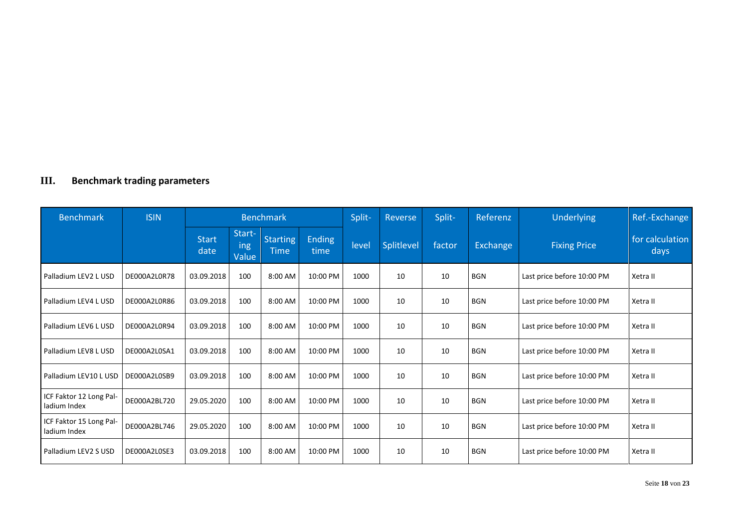## III. Benchmark trading parameters

| Benchmark | ISIN | Benchmark | | | | Split- | Reverse | Split- | Referenz | Underlying | Ref.-Exchange |
|---|---|---|---|---|---|---|---|---|---|---|---|
| | | Start date | Start-ing Value | Starting Time | Ending time | level | Splitlevel | factor | Exchange | Fixing Price | for calculation days |
| Palladium LEV2 L USD | DE000A2L0R78 | 03.09.2018 | 100 | 8:00 AM | 10:00 PM | 1000 | 10 | 10 | BGN | Last price before 10:00 PM | Xetra II |
| Palladium LEV4 L USD | DE000A2L0R86 | 03.09.2018 | 100 | 8:00 AM | 10:00 PM | 1000 | 10 | 10 | BGN | Last price before 10:00 PM | Xetra II |
| Palladium LEV6 L USD | DE000A2L0R94 | 03.09.2018 | 100 | 8:00 AM | 10:00 PM | 1000 | 10 | 10 | BGN | Last price before 10:00 PM | Xetra II |
| Palladium LEV8 L USD | DE000A2L0SA1 | 03.09.2018 | 100 | 8:00 AM | 10:00 PM | 1000 | 10 | 10 | BGN | Last price before 10:00 PM | Xetra II |
| Palladium LEV10 L USD | DE000A2L0SB9 | 03.09.2018 | 100 | 8:00 AM | 10:00 PM | 1000 | 10 | 10 | BGN | Last price before 10:00 PM | Xetra II |
| ICF Faktor 12 Long Palladium Index | DE000A2BL720 | 29.05.2020 | 100 | 8:00 AM | 10:00 PM | 1000 | 10 | 10 | BGN | Last price before 10:00 PM | Xetra II |
| ICF Faktor 15 Long Palladium Index | DE000A2BL746 | 29.05.2020 | 100 | 8:00 AM | 10:00 PM | 1000 | 10 | 10 | BGN | Last price before 10:00 PM | Xetra II |
| Palladium LEV2 S USD | DE000A2L0SE3 | 03.09.2018 | 100 | 8:00 AM | 10:00 PM | 1000 | 10 | 10 | BGN | Last price before 10:00 PM | Xetra II |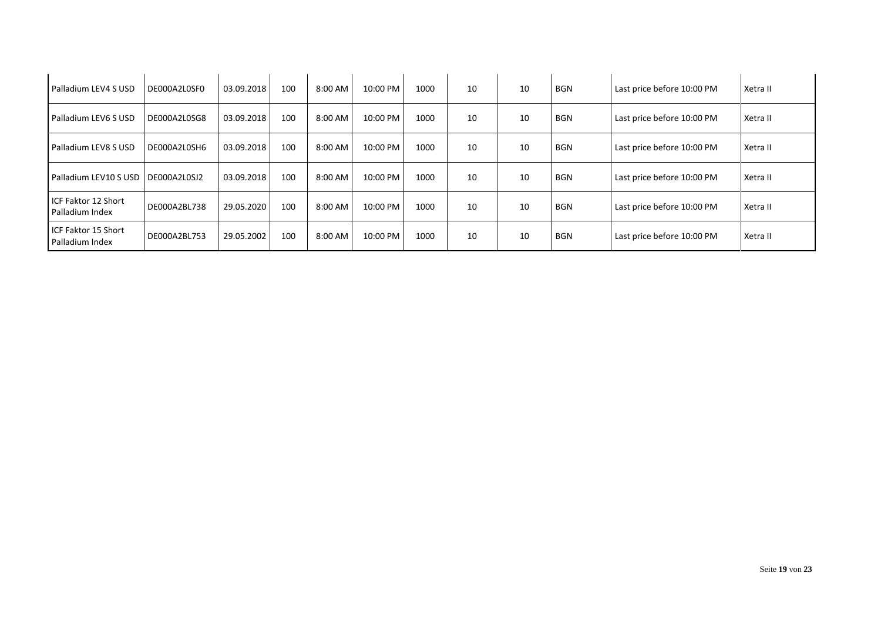| | | | | | | | | | | | |
|---|---|---|---|---|---|---|---|---|---|---|---|
| Palladium LEV4 S USD | DE000A2L0SF0 | 03.09.2018 | 100 | 8:00 AM | 10:00 PM | 1000 | 10 | 10 | BGN | Last price before 10:00 PM | Xetra II |
| Palladium LEV6 S USD | DE000A2L0SG8 | 03.09.2018 | 100 | 8:00 AM | 10:00 PM | 1000 | 10 | 10 | BGN | Last price before 10:00 PM | Xetra II |
| Palladium LEV8 S USD | DE000A2L0SH6 | 03.09.2018 | 100 | 8:00 AM | 10:00 PM | 1000 | 10 | 10 | BGN | Last price before 10:00 PM | Xetra II |
| Palladium LEV10 S USD | DE000A2L0SJ2 | 03.09.2018 | 100 | 8:00 AM | 10:00 PM | 1000 | 10 | 10 | BGN | Last price before 10:00 PM | Xetra II |
| ICF Faktor 12 Short Palladium Index | DE000A2BL738 | 29.05.2020 | 100 | 8:00 AM | 10:00 PM | 1000 | 10 | 10 | BGN | Last price before 10:00 PM | Xetra II |
| ICF Faktor 15 Short Palladium Index | DE000A2BL753 | 29.05.2002 | 100 | 8:00 AM | 10:00 PM | 1000 | 10 | 10 | BGN | Last price before 10:00 PM | Xetra II |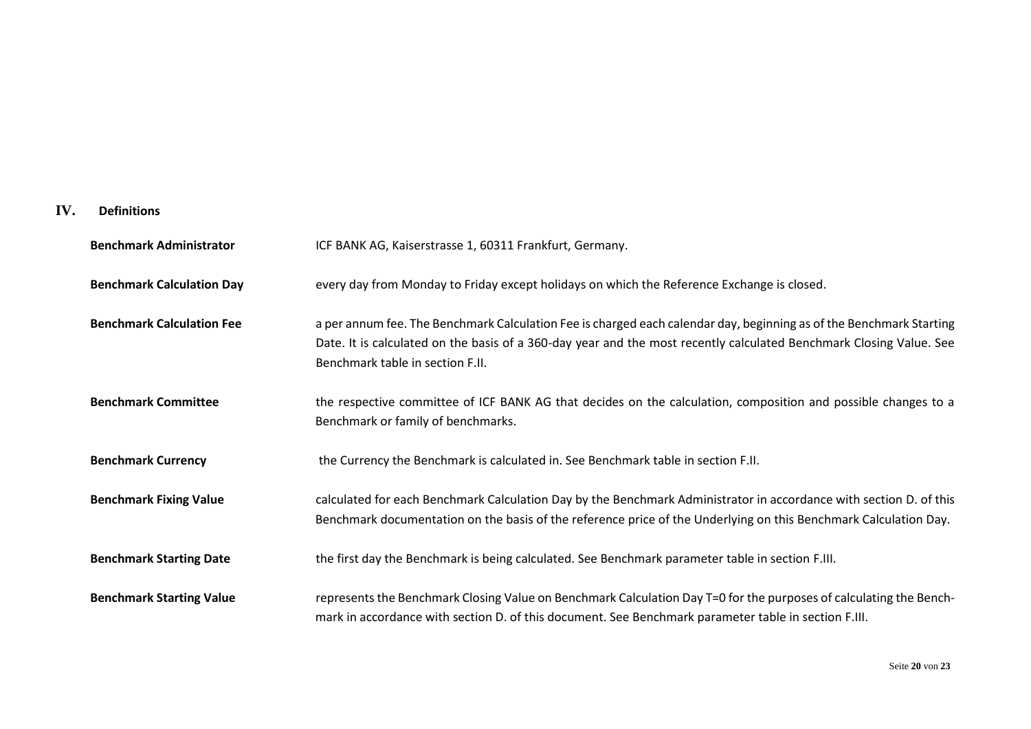## IV. Definitions

**Benchmark Administrator**
ICF BANK AG, Kaiserstrasse 1, 60311 Frankfurt, Germany.

**Benchmark Calculation Day**
every day from Monday to Friday except holidays on which the Reference Exchange is closed.

**Benchmark Calculation Fee**
a per annum fee. The Benchmark Calculation Fee is charged each calendar day, beginning as of the Benchmark Starting Date. It is calculated on the basis of a 360-day year and the most recently calculated Benchmark Closing Value. See Benchmark table in section F.II.

**Benchmark Committee**
the respective committee of ICF BANK AG that decides on the calculation, composition and possible changes to a Benchmark or family of benchmarks.

**Benchmark Currency**
the Currency the Benchmark is calculated in. See Benchmark table in section F.II.

**Benchmark Fixing Value**
calculated for each Benchmark Calculation Day by the Benchmark Administrator in accordance with section D. of this Benchmark documentation on the basis of the reference price of the Underlying on this Benchmark Calculation Day.

**Benchmark Starting Date**
the first day the Benchmark is being calculated. See Benchmark parameter table in section F.III.

**Benchmark Starting Value**
represents the Benchmark Closing Value on Benchmark Calculation Day T=0 for the purposes of calculating the Benchmark in accordance with section D. of this document. See Benchmark parameter table in section F.III.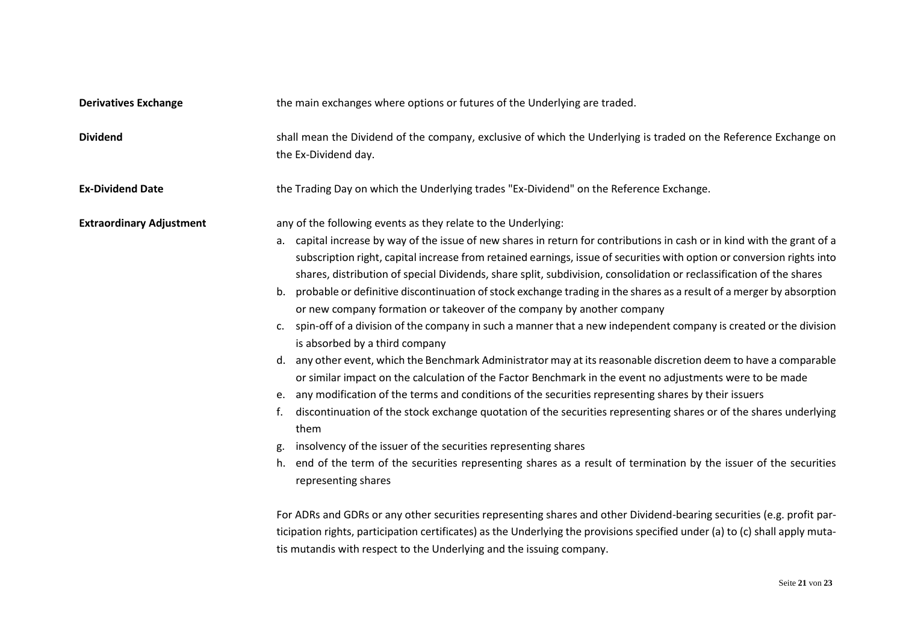**Derivatives Exchange** the main exchanges where options or futures of the Underlying are traded.

**Dividend** shall mean the Dividend of the company, exclusive of which the Underlying is traded on the Reference Exchange on the Ex-Dividend day.

**Ex-Dividend Date** the Trading Day on which the Underlying trades "Ex-Dividend" on the Reference Exchange.

**Extraordinary Adjustment** any of the following events as they relate to the Underlying:

a. capital increase by way of the issue of new shares in return for contributions in cash or in kind with the grant of a subscription right, capital increase from retained earnings, issue of securities with option or conversion rights into shares, distribution of special Dividends, share split, subdivision, consolidation or reclassification of the shares
b. probable or definitive discontinuation of stock exchange trading in the shares as a result of a merger by absorption or new company formation or takeover of the company by another company
c. spin-off of a division of the company in such a manner that a new independent company is created or the division is absorbed by a third company
d. any other event, which the Benchmark Administrator may at its reasonable discretion deem to have a comparable or similar impact on the calculation of the Factor Benchmark in the event no adjustments were to be made
e. any modification of the terms and conditions of the securities representing shares by their issuers
f. discontinuation of the stock exchange quotation of the securities representing shares or of the shares underlying them
g. insolvency of the issuer of the securities representing shares
h. end of the term of the securities representing shares as a result of termination by the issuer of the securities representing shares

For ADRs and GDRs or any other securities representing shares and other Dividend-bearing securities (e.g. profit participation rights, participation certificates) as the Underlying the provisions specified under (a) to (c) shall apply mutatis mutandis with respect to the Underlying and the issuing company.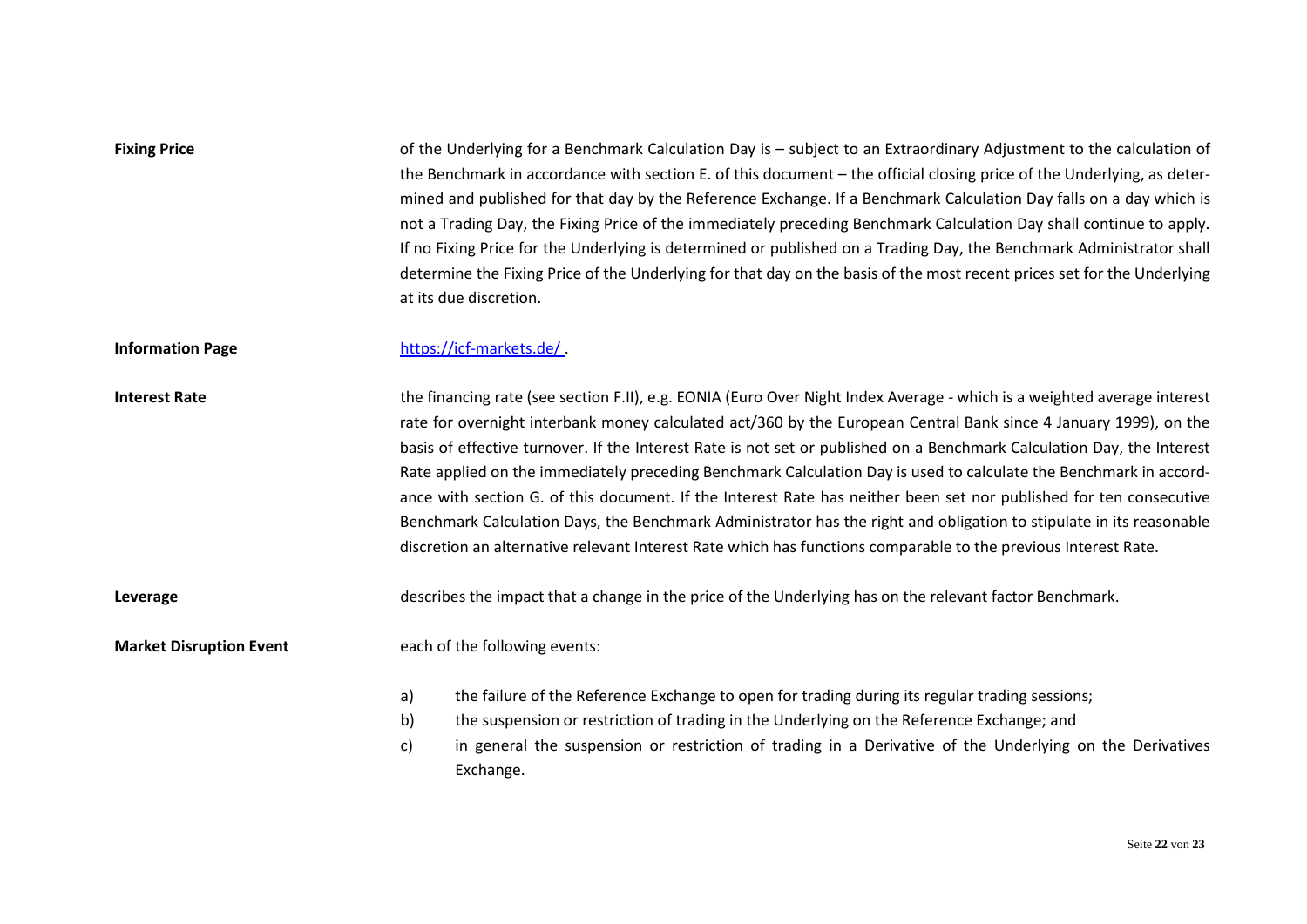**Fixing Price**

of the Underlying for a Benchmark Calculation Day is – subject to an Extraordinary Adjustment to the calculation of the Benchmark in accordance with section E. of this document – the official closing price of the Underlying, as determined and published for that day by the Reference Exchange. If a Benchmark Calculation Day falls on a day which is not a Trading Day, the Fixing Price of the immediately preceding Benchmark Calculation Day shall continue to apply. If no Fixing Price for the Underlying is determined or published on a Trading Day, the Benchmark Administrator shall determine the Fixing Price of the Underlying for that day on the basis of the most recent prices set for the Underlying at its due discretion.

**Information Page**

https://icf-markets.de/ .

**Interest Rate**

the financing rate (see section F.II), e.g. EONIA (Euro Over Night Index Average - which is a weighted average interest rate for overnight interbank money calculated act/360 by the European Central Bank since 4 January 1999), on the basis of effective turnover. If the Interest Rate is not set or published on a Benchmark Calculation Day, the Interest Rate applied on the immediately preceding Benchmark Calculation Day is used to calculate the Benchmark in accordance with section G. of this document. If the Interest Rate has neither been set nor published for ten consecutive Benchmark Calculation Days, the Benchmark Administrator has the right and obligation to stipulate in its reasonable discretion an alternative relevant Interest Rate which has functions comparable to the previous Interest Rate.

**Leverage**

describes the impact that a change in the price of the Underlying has on the relevant factor Benchmark.

**Market Disruption Event**

each of the following events:

a) the failure of the Reference Exchange to open for trading during its regular trading sessions;
b) the suspension or restriction of trading in the Underlying on the Reference Exchange; and
c) in general the suspension or restriction of trading in a Derivative of the Underlying on the Derivatives Exchange.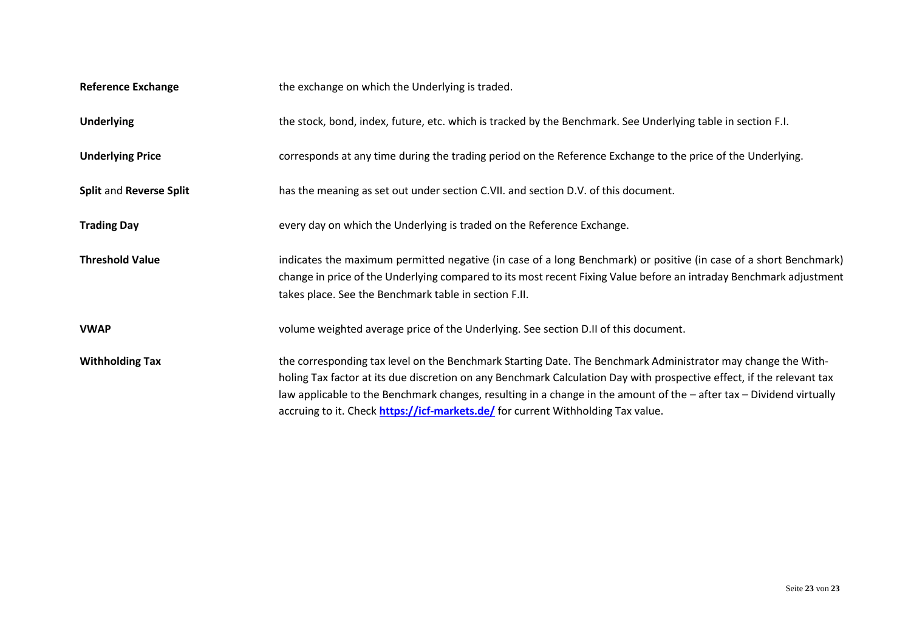| | |
|---|---|
| **Reference Exchange** | the exchange on which the Underlying is traded. |
| **Underlying** | the stock, bond, index, future, etc. which is tracked by the Benchmark. See Underlying table in section F.I. |
| **Underlying Price** | corresponds at any time during the trading period on the Reference Exchange to the price of the Underlying. |
| **Split** and **Reverse Split** | has the meaning as set out under section C.VII. and section D.V. of this document. |
| **Trading Day** | every day on which the Underlying is traded on the Reference Exchange. |
| **Threshold Value** | indicates the maximum permitted negative (in case of a long Benchmark) or positive (in case of a short Benchmark) change in price of the Underlying compared to its most recent Fixing Value before an intraday Benchmark adjustment takes place. See the Benchmark table in section F.II. |
| **VWAP** | volume weighted average price of the Underlying. See section D.II of this document. |
| **Withholding Tax** | the corresponding tax level on the Benchmark Starting Date. The Benchmark Administrator may change the Withholing Tax factor at its due discretion on any Benchmark Calculation Day with prospective effect, if the relevant tax law applicable to the Benchmark changes, resulting in a change in the amount of the – after tax – Dividend virtually accruing to it. Check **https://icf-markets.de/** for current Withholding Tax value. |